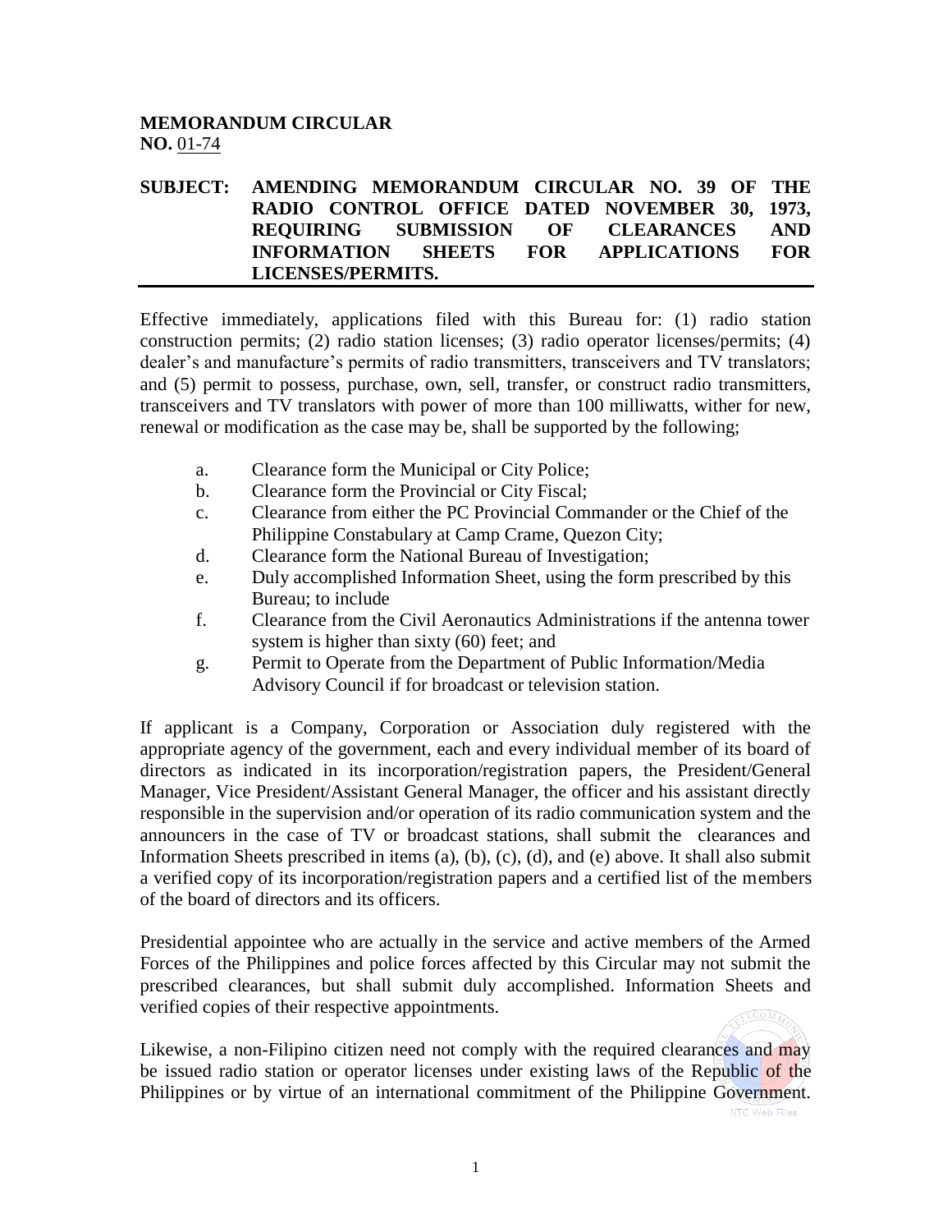**MEMORANDUM CIRCULAR**
**NO.** 01-74

**SUBJECT: AMENDING MEMORANDUM CIRCULAR NO. 39 OF THE RADIO CONTROL OFFICE DATED NOVEMBER 30, 1973, REQUIRING SUBMISSION OF CLEARANCES AND INFORMATION SHEETS FOR APPLICATIONS FOR LICENSES/PERMITS.**

---

Effective immediately, applications filed with this Bureau for: (1) radio station construction permits; (2) radio station licenses; (3) radio operator licenses/permits; (4) dealer's and manufacture's permits of radio transmitters, transceivers and TV translators; and (5) permit to possess, purchase, own, sell, transfer, or construct radio transmitters, transceivers and TV translators with power of more than 100 milliwatts, wither for new, renewal or modification as the case may be, shall be supported by the following;

a. Clearance form the Municipal or City Police;
b. Clearance form the Provincial or City Fiscal;
c. Clearance from either the PC Provincial Commander or the Chief of the Philippine Constabulary at Camp Crame, Quezon City;
d. Clearance form the National Bureau of Investigation;
e. Duly accomplished Information Sheet, using the form prescribed by this Bureau; to include
f. Clearance from the Civil Aeronautics Administrations if the antenna tower system is higher than sixty (60) feet; and
g. Permit to Operate from the Department of Public Information/Media Advisory Council if for broadcast or television station.

If applicant is a Company, Corporation or Association duly registered with the appropriate agency of the government, each and every individual member of its board of directors as indicated in its incorporation/registration papers, the President/General Manager, Vice President/Assistant General Manager, the officer and his assistant directly responsible in the supervision and/or operation of its radio communication system and the announcers in the case of TV or broadcast stations, shall submit the clearances and Information Sheets prescribed in items (a), (b), (c), (d), and (e) above. It shall also submit a verified copy of its incorporation/registration papers and a certified list of the members of the board of directors and its officers.

Presidential appointee who are actually in the service and active members of the Armed Forces of the Philippines and police forces affected by this Circular may not submit the prescribed clearances, but shall submit duly accomplished. Information Sheets and verified copies of their respective appointments.

Likewise, a non-Filipino citizen need not comply with the required clearances and may be issued radio station or operator licenses under existing laws of the Republic of the Philippines or by virtue of an international commitment of the Philippine Government.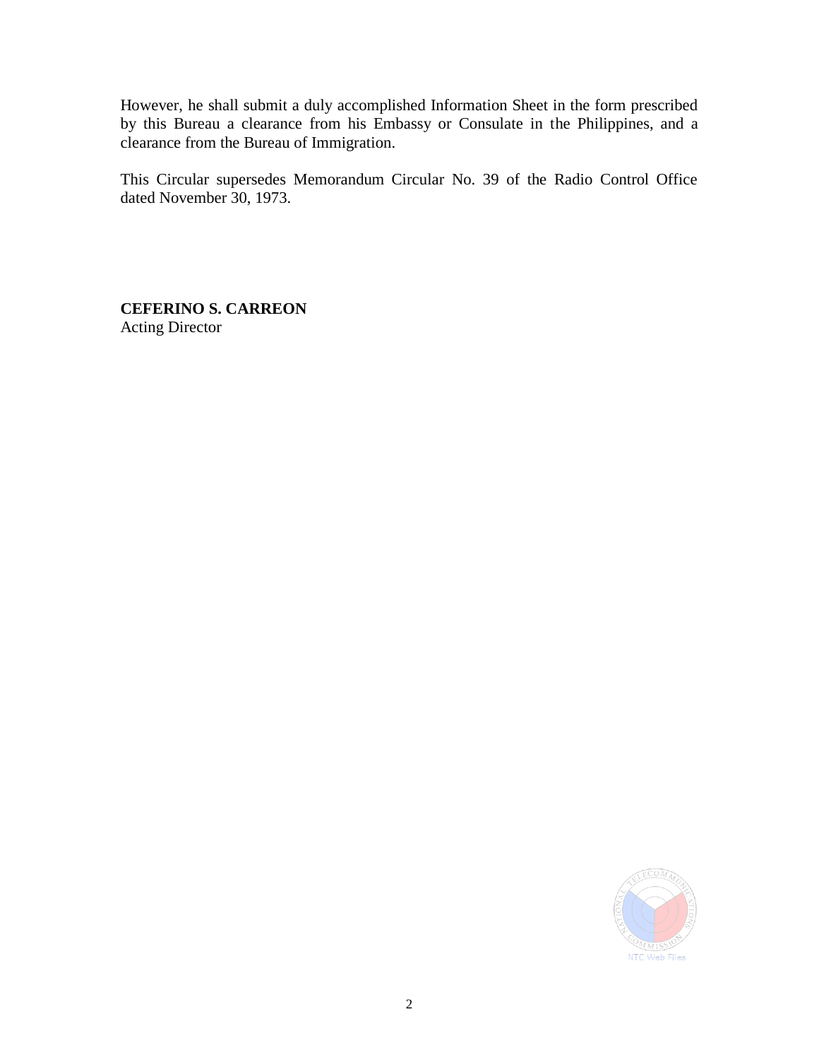However, he shall submit a duly accomplished Information Sheet in the form prescribed by this Bureau a clearance from his Embassy or Consulate in the Philippines, and a clearance from the Bureau of Immigration.

This Circular supersedes Memorandum Circular No. 39 of the Radio Control Office dated November 30, 1973.

**CEFERINO S. CARREON**
Acting Director